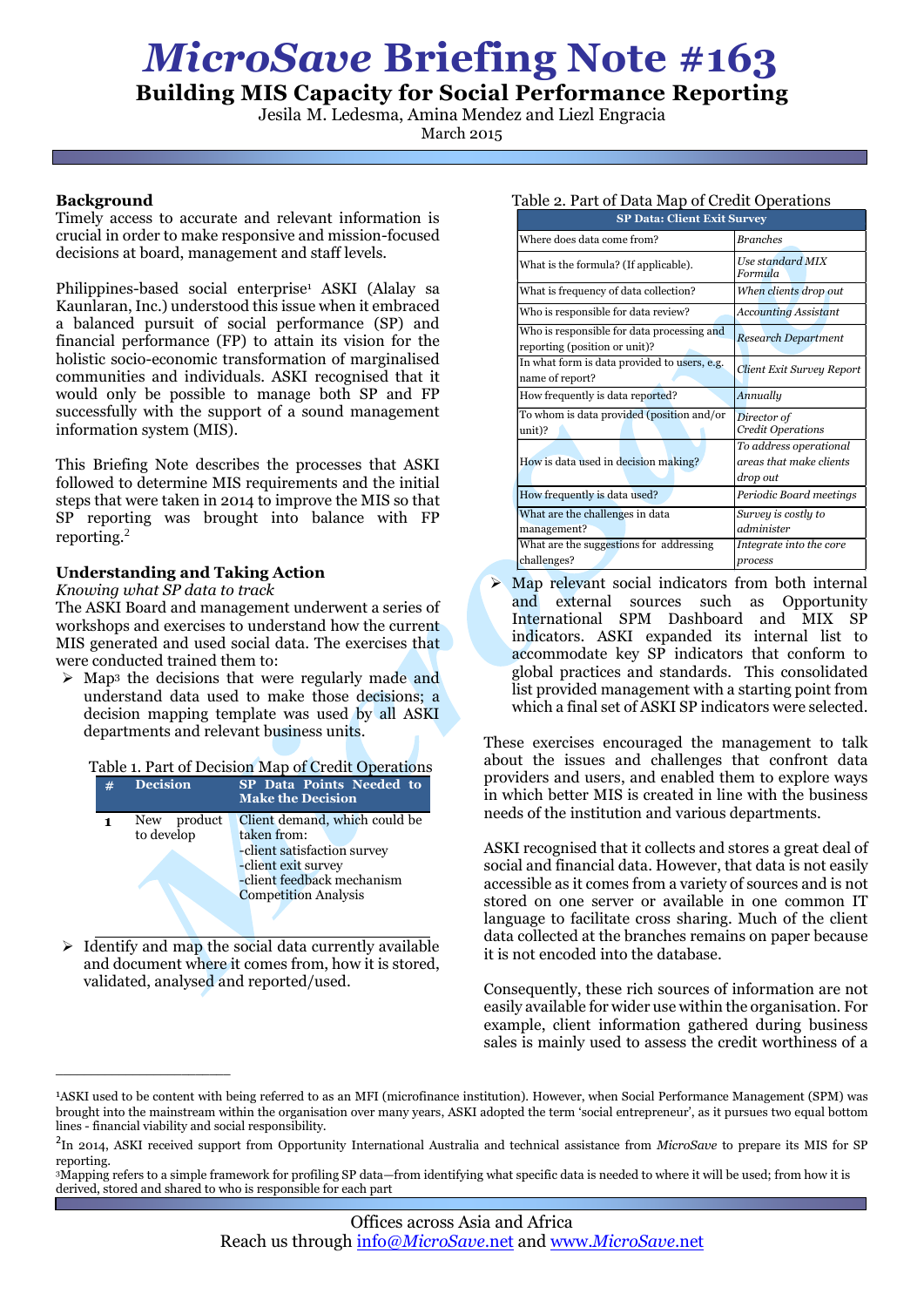# *MicroSave* Briefing Note #163

## Building MIS Capacity for Social Performance Reporting

Jesila M. Ledesma, Amina Mendez and Liezl Engracia

March 2015

### Background

Timely access to accurate and relevant information is crucial in order to make responsive and mission-focused decisions at board, management and staff levels.

Philippines-based social enterprise[1] ASKI (Alalay sa Kaunlaran, Inc.) understood this issue when it embraced a balanced pursuit of social performance (SP) and financial performance (FP) to attain its vision for the holistic socio-economic transformation of marginalised communities and individuals. ASKI recognised that it would only be possible to manage both SP and FP successfully with the support of a sound management information system (MIS).

This Briefing Note describes the processes that ASKI followed to determine MIS requirements and the initial steps that were taken in 2014 to improve the MIS so that SP reporting was brought into balance with FP reporting.[2]

### Understanding and Taking Action

*Knowing what SP data to track*

The ASKI Board and management underwent a series of workshops and exercises to understand how the current MIS generated and used social data. The exercises that were conducted trained them to:

- Map[3] the decisions that were regularly made and understand data used to make those decisions; a decision mapping template was used by all ASKI departments and relevant business units.

Table 1. Part of Decision Map of Credit Operations

| # | Decision | SP Data Points Needed to Make the Decision |
|---|---|---|
| 1 | New product to develop | Client demand, which could be taken from:<br>-client satisfaction survey<br>-client exit survey<br>-client feedback mechanism<br>Competition Analysis |

- Identify and map the social data currently available and document where it comes from, how it is stored, validated, analysed and reported/used.

Table 2. Part of Data Map of Credit Operations

| SP Data: Client Exit Survey | |
|---|---|
| Where does data come from? | *Branches* |
| What is the formula? (If applicable). | *Use standard MIX Formula* |
| What is frequency of data collection? | *When clients drop out* |
| Who is responsible for data review? | *Accounting Assistant* |
| Who is responsible for data processing and reporting (position or unit)? | *Research Department* |
| In what form is data provided to users, e.g. name of report? | *Client Exit Survey Report* |
| How frequently is data reported? | *Annually* |
| To whom is data provided (position and/or unit)? | *Director of Credit Operations* |
| How is data used in decision making? | *To address operational areas that make clients drop out* |
| How frequently is data used? | *Periodic Board meetings* |
| What are the challenges in data management? | *Survey is costly to administer* |
| What are the suggestions for addressing challenges? | *Integrate into the core process* |

- Map relevant social indicators from both internal and external sources such as Opportunity International SPM Dashboard and MIX SP indicators. ASKI expanded its internal list to accommodate key SP indicators that conform to global practices and standards. This consolidated list provided management with a starting point from which a final set of ASKI SP indicators were selected.

These exercises encouraged the management to talk about the issues and challenges that confront data providers and users, and enabled them to explore ways in which better MIS is created in line with the business needs of the institution and various departments.

ASKI recognised that it collects and stores a great deal of social and financial data. However, that data is not easily accessible as it comes from a variety of sources and is not stored on one server or available in one common IT language to facilitate cross sharing. Much of the client data collected at the branches remains on paper because it is not encoded into the database.

Consequently, these rich sources of information are not easily available for wider use within the organisation. For example, client information gathered during business sales is mainly used to assess the credit worthiness of a

---

[1] ASKI used to be content with being referred to as an MFI (microfinance institution). However, when Social Performance Management (SPM) was brought into the mainstream within the organisation over many years, ASKI adopted the term 'social entrepreneur', as it pursues two equal bottom lines - financial viability and social responsibility.

[2] In 2014, ASKI received support from Opportunity International Australia and technical assistance from *MicroSave* to prepare its MIS for SP reporting.

[3] Mapping refers to a simple framework for profiling SP data—from identifying what specific data is needed to where it will be used; from how it is derived, stored and shared to who is responsible for each part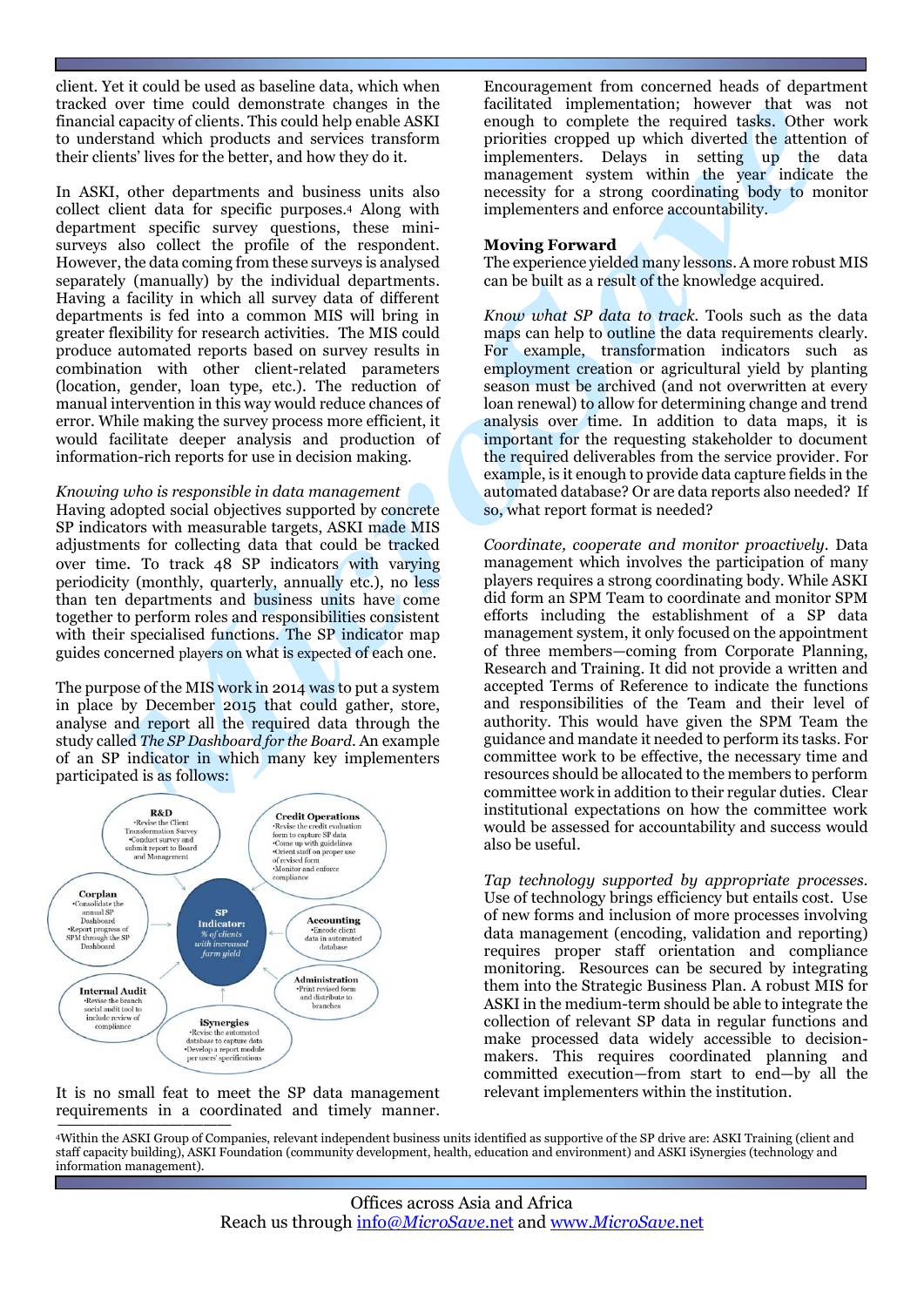client. Yet it could be used as baseline data, which when tracked over time could demonstrate changes in the financial capacity of clients. This could help enable ASKI to understand which products and services transform their clients' lives for the better, and how they do it.

In ASKI, other departments and business units also collect client data for specific purposes.[4] Along with department specific survey questions, these mini-surveys also collect the profile of the respondent. However, the data coming from these surveys is analysed separately (manually) by the individual departments. Having a facility in which all survey data of different departments is fed into a common MIS will bring in greater flexibility for research activities. The MIS could produce automated reports based on survey results in combination with other client-related parameters (location, gender, loan type, etc.). The reduction of manual intervention in this way would reduce chances of error. While making the survey process more efficient, it would facilitate deeper analysis and production of information-rich reports for use in decision making.

*Knowing who is responsible in data management*

Having adopted social objectives supported by concrete SP indicators with measurable targets, ASKI made MIS adjustments for collecting data that could be tracked over time. To track 48 SP indicators with varying periodicity (monthly, quarterly, annually etc.), no less than ten departments and business units have come together to perform roles and responsibilities consistent with their specialised functions. The SP indicator map guides concerned players on what is expected of each one.

The purpose of the MIS work in 2014 was to put a system in place by December 2015 that could gather, store, analyse and report all the required data through the study called *The SP Dashboard for the Board*. An example of an SP indicator in which many key implementers participated is as follows:

SP Indicator: % of clients with increased farm yield

R&D
- Revise the Client Transformation Survey
- Conduct survey and submit report to Board and Management

Credit Operations
- Revise the credit evaluation form to capture SP data
- Come up with guidelines
- Orient staff on proper use of revised form
- Monitor and enforce compliance

Corplan
- Consolidate the annual SP Dashboard
- Report progress of SPM through the SP Dashboard

Accounting
- Encode client data in automated database

Administration
- Print revised form and distribute to branches

Internal Audit
- Revise the branch social audit tool to include review of compliance

iSynergies
- Revise the automated database to capture data
- Develop a report module per users' specifications

It is no small feat to meet the SP data management requirements in a coordinated and timely manner. Encouragement from concerned heads of department facilitated implementation; however that was not enough to complete the required tasks. Other work priorities cropped up which diverted the attention of implementers. Delays in setting up the data management system within the year indicate the necessity for a strong coordinating body to monitor implementers and enforce accountability.

**Moving Forward**

The experience yielded many lessons. A more robust MIS can be built as a result of the knowledge acquired.

*Know what SP data to track.* Tools such as the data maps can help to outline the data requirements clearly. For example, transformation indicators such as employment creation or agricultural yield by planting season must be archived (and not overwritten at every loan renewal) to allow for determining change and trend analysis over time. In addition to data maps, it is important for the requesting stakeholder to document the required deliverables from the service provider. For example, is it enough to provide data capture fields in the automated database? Or are data reports also needed? If so, what report format is needed?

*Coordinate, cooperate and monitor proactively.* Data management which involves the participation of many players requires a strong coordinating body. While ASKI did form an SPM Team to coordinate and monitor SPM efforts including the establishment of a SP data management system, it only focused on the appointment of three members—coming from Corporate Planning, Research and Training. It did not provide a written and accepted Terms of Reference to indicate the functions and responsibilities of the Team and their level of authority. This would have given the SPM Team the guidance and mandate it needed to perform its tasks. For committee work to be effective, the necessary time and resources should be allocated to the members to perform committee work in addition to their regular duties. Clear institutional expectations on how the committee work would be assessed for accountability and success would also be useful.

*Tap technology supported by appropriate processes.* Use of technology brings efficiency but entails cost. Use of new forms and inclusion of more processes involving data management (encoding, validation and reporting) requires proper staff orientation and compliance monitoring. Resources can be secured by integrating them into the Strategic Business Plan. A robust MIS for ASKI in the medium-term should be able to integrate the collection of relevant SP data in regular functions and make processed data widely accessible to decision-makers. This requires coordinated planning and committed execution—from start to end—by all the relevant implementers within the institution.

---

[4] Within the ASKI Group of Companies, relevant independent business units identified as supportive of the SP drive are: ASKI Training (client and staff capacity building), ASKI Foundation (community development, health, education and environment) and ASKI iSynergies (technology and information management).

Offices across Asia and Africa
Reach us through info@*MicroSave*.net and www.*MicroSave*.net